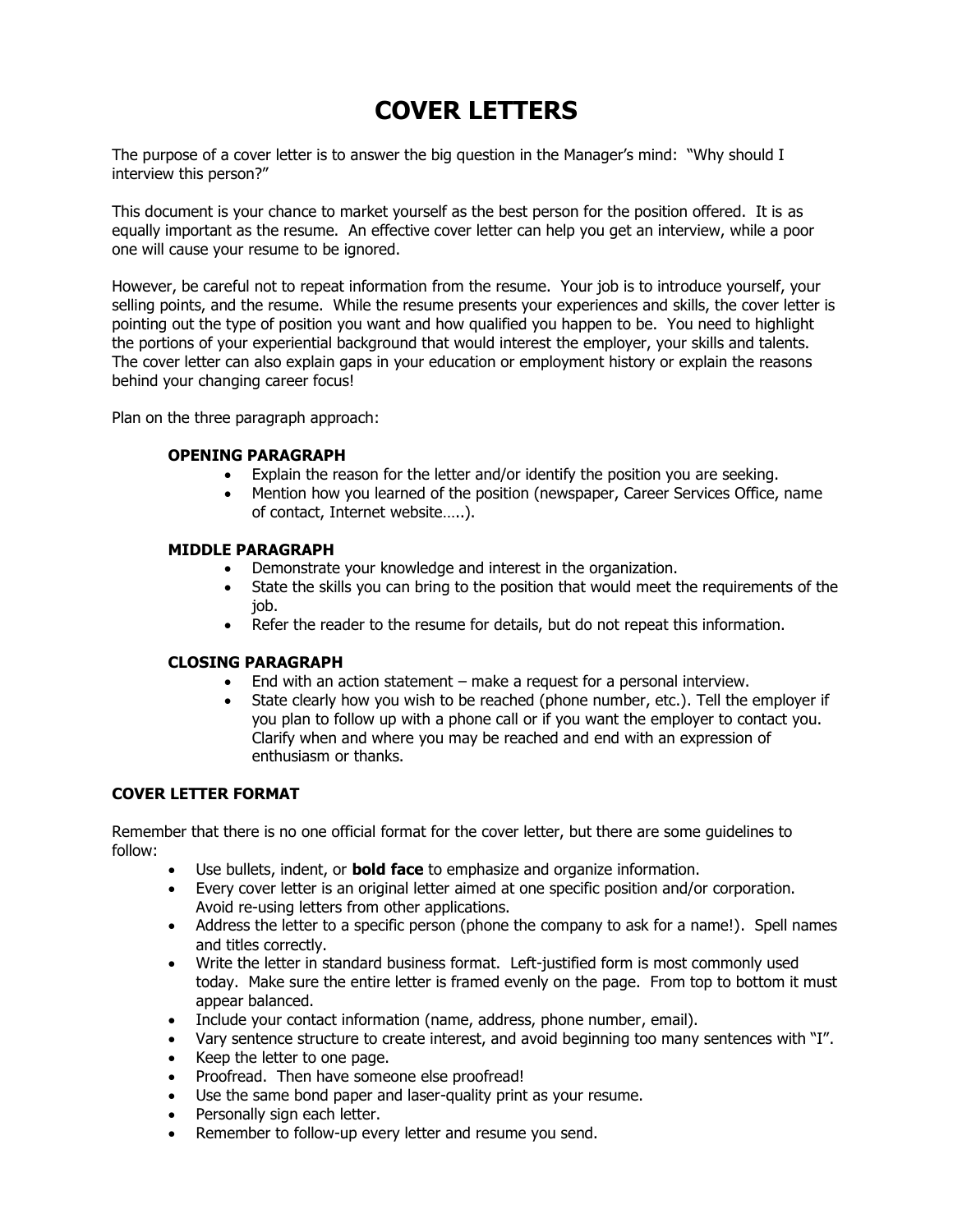# COVER LETTERS

The purpose of a cover letter is to answer the big question in the Manager's mind: "Why should I interview this person?"

This document is your chance to market yourself as the best person for the position offered. It is as equally important as the resume. An effective cover letter can help you get an interview, while a poor one will cause your resume to be ignored.

However, be careful not to repeat information from the resume. Your job is to introduce yourself, your selling points, and the resume. While the resume presents your experiences and skills, the cover letter is pointing out the type of position you want and how qualified you happen to be. You need to highlight the portions of your experiential background that would interest the employer, your skills and talents. The cover letter can also explain gaps in your education or employment history or explain the reasons behind your changing career focus!

Plan on the three paragraph approach:

**OPENING PARAGRAPH**

- Explain the reason for the letter and/or identify the position you are seeking.
- Mention how you learned of the position (newspaper, Career Services Office, name of contact, Internet website…..).

**MIDDLE PARAGRAPH**

- Demonstrate your knowledge and interest in the organization.
- State the skills you can bring to the position that would meet the requirements of the job.
- Refer the reader to the resume for details, but do not repeat this information.

**CLOSING PARAGRAPH**

- End with an action statement – make a request for a personal interview.
- State clearly how you wish to be reached (phone number, etc.). Tell the employer if you plan to follow up with a phone call or if you want the employer to contact you. Clarify when and where you may be reached and end with an expression of enthusiasm or thanks.

**COVER LETTER FORMAT**

Remember that there is no one official format for the cover letter, but there are some guidelines to follow:

- Use bullets, indent, or **bold face** to emphasize and organize information.
- Every cover letter is an original letter aimed at one specific position and/or corporation. Avoid re-using letters from other applications.
- Address the letter to a specific person (phone the company to ask for a name!). Spell names and titles correctly.
- Write the letter in standard business format. Left-justified form is most commonly used today. Make sure the entire letter is framed evenly on the page. From top to bottom it must appear balanced.
- Include your contact information (name, address, phone number, email).
- Vary sentence structure to create interest, and avoid beginning too many sentences with "I".
- Keep the letter to one page.
- Proofread. Then have someone else proofread!
- Use the same bond paper and laser-quality print as your resume.
- Personally sign each letter.
- Remember to follow-up every letter and resume you send.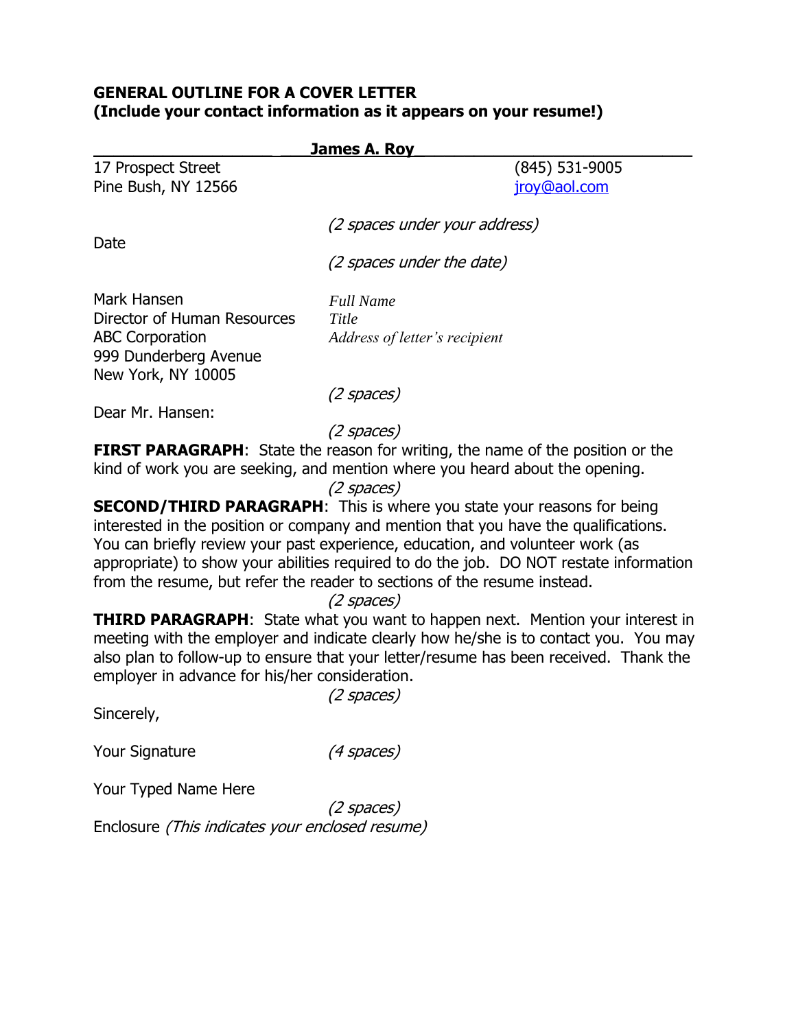**GENERAL OUTLINE FOR A COVER LETTER**
**(Include your contact information as it appears on your resume!)**

**James A. Roy**

17 Prospect Street (845) 531-9005
Pine Bush, NY 12566 jroy@aol.com

*(2 spaces under your address)*

Date

*(2 spaces under the date)*

Mark Hansen *Full Name*
Director of Human Resources *Title*
ABC Corporation *Address of letter's recipient*
999 Dunderberg Avenue
New York, NY 10005

*(2 spaces)*

Dear Mr. Hansen:

*(2 spaces)*

**FIRST PARAGRAPH**: State the reason for writing, the name of the position or the kind of work you are seeking, and mention where you heard about the opening.

*(2 spaces)*

**SECOND/THIRD PARAGRAPH**: This is where you state your reasons for being interested in the position or company and mention that you have the qualifications. You can briefly review your past experience, education, and volunteer work (as appropriate) to show your abilities required to do the job. DO NOT restate information from the resume, but refer the reader to sections of the resume instead.

*(2 spaces)*

**THIRD PARAGRAPH**: State what you want to happen next. Mention your interest in meeting with the employer and indicate clearly how he/she is to contact you. You may also plan to follow-up to ensure that your letter/resume has been received. Thank the employer in advance for his/her consideration.

*(2 spaces)*

Sincerely,

Your Signature *(4 spaces)*

Your Typed Name Here

*(2 spaces)*

Enclosure *(This indicates your enclosed resume)*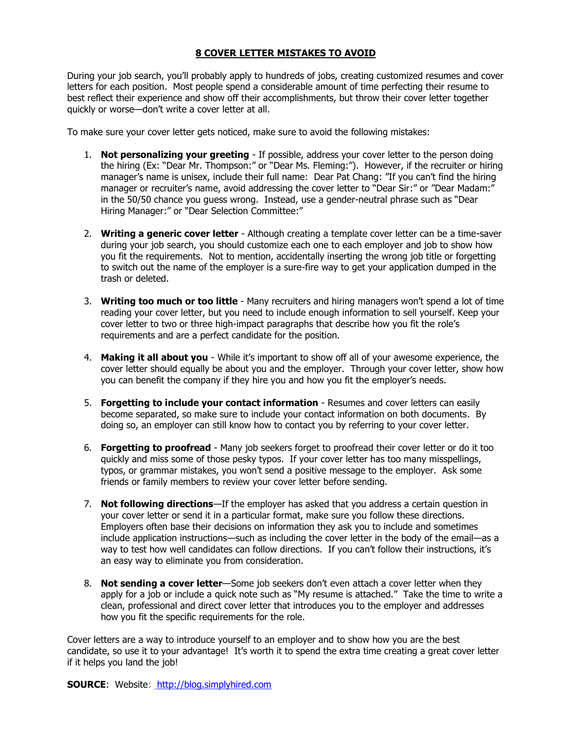## 8 COVER LETTER MISTAKES TO AVOID

During your job search, you'll probably apply to hundreds of jobs, creating customized resumes and cover letters for each position. Most people spend a considerable amount of time perfecting their resume to best reflect their experience and show off their accomplishments, but throw their cover letter together quickly or worse—don't write a cover letter at all.

To make sure your cover letter gets noticed, make sure to avoid the following mistakes:

1. **Not personalizing your greeting** - If possible, address your cover letter to the person doing the hiring (Ex: "Dear Mr. Thompson:" or "Dear Ms. Fleming:"). However, if the recruiter or hiring manager's name is unisex, include their full name: Dear Pat Chang: "If you can't find the hiring manager or recruiter's name, avoid addressing the cover letter to "Dear Sir:" or "Dear Madam:" in the 50/50 chance you guess wrong. Instead, use a gender-neutral phrase such as "Dear Hiring Manager:" or "Dear Selection Committee:"

2. **Writing a generic cover letter** - Although creating a template cover letter can be a time-saver during your job search, you should customize each one to each employer and job to show how you fit the requirements. Not to mention, accidentally inserting the wrong job title or forgetting to switch out the name of the employer is a sure-fire way to get your application dumped in the trash or deleted.

3. **Writing too much or too little** - Many recruiters and hiring managers won't spend a lot of time reading your cover letter, but you need to include enough information to sell yourself. Keep your cover letter to two or three high-impact paragraphs that describe how you fit the role's requirements and are a perfect candidate for the position.

4. **Making it all about you** - While it's important to show off all of your awesome experience, the cover letter should equally be about you and the employer. Through your cover letter, show how you can benefit the company if they hire you and how you fit the employer's needs.

5. **Forgetting to include your contact information** - Resumes and cover letters can easily become separated, so make sure to include your contact information on both documents. By doing so, an employer can still know how to contact you by referring to your cover letter.

6. **Forgetting to proofread** - Many job seekers forget to proofread their cover letter or do it too quickly and miss some of those pesky typos. If your cover letter has too many misspellings, typos, or grammar mistakes, you won't send a positive message to the employer. Ask some friends or family members to review your cover letter before sending.

7. **Not following directions**—If the employer has asked that you address a certain question in your cover letter or send it in a particular format, make sure you follow these directions. Employers often base their decisions on information they ask you to include and sometimes include application instructions—such as including the cover letter in the body of the email—as a way to test how well candidates can follow directions. If you can't follow their instructions, it's an easy way to eliminate you from consideration.

8. **Not sending a cover letter**—Some job seekers don't even attach a cover letter when they apply for a job or include a quick note such as "My resume is attached." Take the time to write a clean, professional and direct cover letter that introduces you to the employer and addresses how you fit the specific requirements for the role.

Cover letters are a way to introduce yourself to an employer and to show how you are the best candidate, so use it to your advantage! It's worth it to spend the extra time creating a great cover letter if it helps you land the job!

**SOURCE**: Website: http://blog.simplyhired.com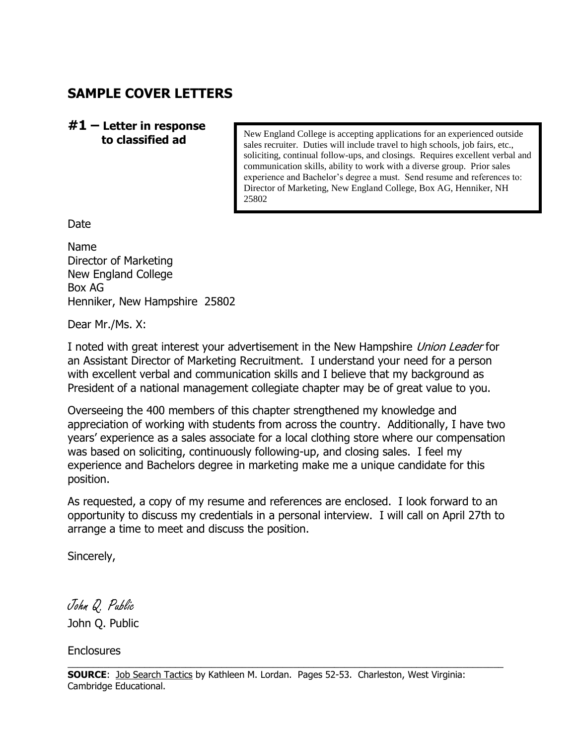## SAMPLE COVER LETTERS

### #1 – Letter in response to classified ad

> New England College is accepting applications for an experienced outside sales recruiter. Duties will include travel to high schools, job fairs, etc., soliciting, continual follow-ups, and closings. Requires excellent verbal and communication skills, ability to work with a diverse group. Prior sales experience and Bachelor's degree a must. Send resume and references to: Director of Marketing, New England College, Box AG, Henniker, NH 25802

Date

Name
Director of Marketing
New England College
Box AG
Henniker, New Hampshire 25802

Dear Mr./Ms. X:

I noted with great interest your advertisement in the New Hampshire *Union Leader* for an Assistant Director of Marketing Recruitment. I understand your need for a person with excellent verbal and communication skills and I believe that my background as President of a national management collegiate chapter may be of great value to you.

Overseeing the 400 members of this chapter strengthened my knowledge and appreciation of working with students from across the country. Additionally, I have two years' experience as a sales associate for a local clothing store where our compensation was based on soliciting, continuously following-up, and closing sales. I feel my experience and Bachelors degree in marketing make me a unique candidate for this position.

As requested, a copy of my resume and references are enclosed. I look forward to an opportunity to discuss my credentials in a personal interview. I will call on April 27th to arrange a time to meet and discuss the position.

Sincerely,

*John Q. Public*

John Q. Public

Enclosures

---

**SOURCE**: Job Search Tactics by Kathleen M. Lordan. Pages 52-53. Charleston, West Virginia: Cambridge Educational.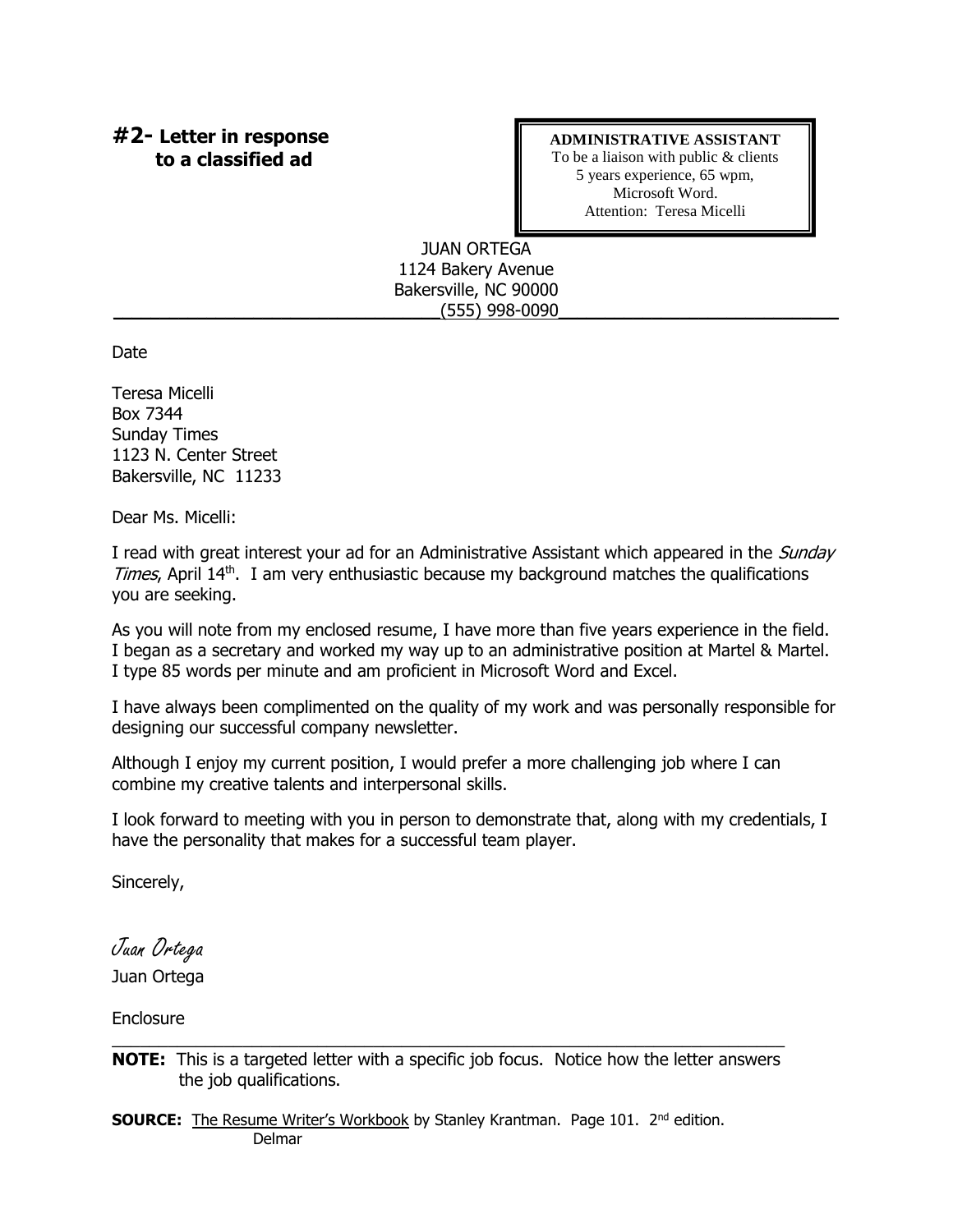## #2- Letter in response to a classified ad

**ADMINISTRATIVE ASSISTANT**
To be a liaison with public & clients
5 years experience, 65 wpm,
Microsoft Word.
Attention: Teresa Micelli

JUAN ORTEGA
1124 Bakery Avenue
Bakersville, NC 90000
(555) 998-0090

---

Date

Teresa Micelli
Box 7344
Sunday Times
1123 N. Center Street
Bakersville, NC 11233

Dear Ms. Micelli:

I read with great interest your ad for an Administrative Assistant which appeared in the *Sunday Times*, April 14th. I am very enthusiastic because my background matches the qualifications you are seeking.

As you will note from my enclosed resume, I have more than five years experience in the field. I began as a secretary and worked my way up to an administrative position at Martel & Martel. I type 85 words per minute and am proficient in Microsoft Word and Excel.

I have always been complimented on the quality of my work and was personally responsible for designing our successful company newsletter.

Although I enjoy my current position, I would prefer a more challenging job where I can combine my creative talents and interpersonal skills.

I look forward to meeting with you in person to demonstrate that, along with my credentials, I have the personality that makes for a successful team player.

Sincerely,

*Juan Ortega*
Juan Ortega

Enclosure

---

**NOTE:** This is a targeted letter with a specific job focus. Notice how the letter answers the job qualifications.

**SOURCE:** The Resume Writer's Workbook by Stanley Krantman. Page 101. 2nd edition. Delmar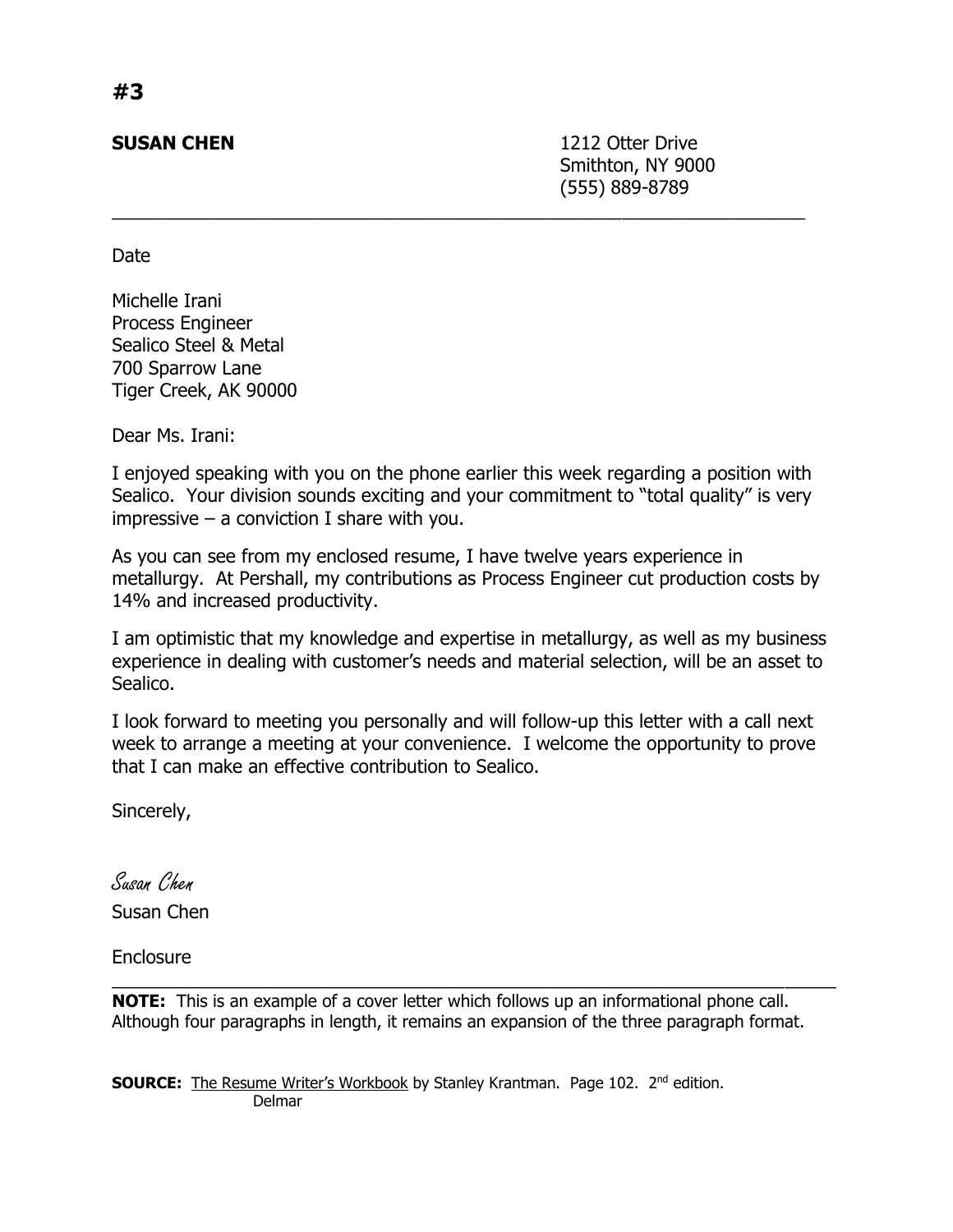# #3

**SUSAN CHEN**

1212 Otter Drive
Smithton, NY 9000
(555) 889-8789

---

Date

Michelle Irani
Process Engineer
Sealico Steel & Metal
700 Sparrow Lane
Tiger Creek, AK 90000

Dear Ms. Irani:

I enjoyed speaking with you on the phone earlier this week regarding a position with Sealico. Your division sounds exciting and your commitment to "total quality" is very impressive – a conviction I share with you.

As you can see from my enclosed resume, I have twelve years experience in metallurgy. At Pershall, my contributions as Process Engineer cut production costs by 14% and increased productivity.

I am optimistic that my knowledge and expertise in metallurgy, as well as my business experience in dealing with customer's needs and material selection, will be an asset to Sealico.

I look forward to meeting you personally and will follow-up this letter with a call next week to arrange a meeting at your convenience. I welcome the opportunity to prove that I can make an effective contribution to Sealico.

Sincerely,

*Susan Chen*

Susan Chen

Enclosure

---

**NOTE:** This is an example of a cover letter which follows up an informational phone call. Although four paragraphs in length, it remains an expansion of the three paragraph format.

**SOURCE:** The Resume Writer's Workbook by Stanley Krantman. Page 102. 2nd edition. Delmar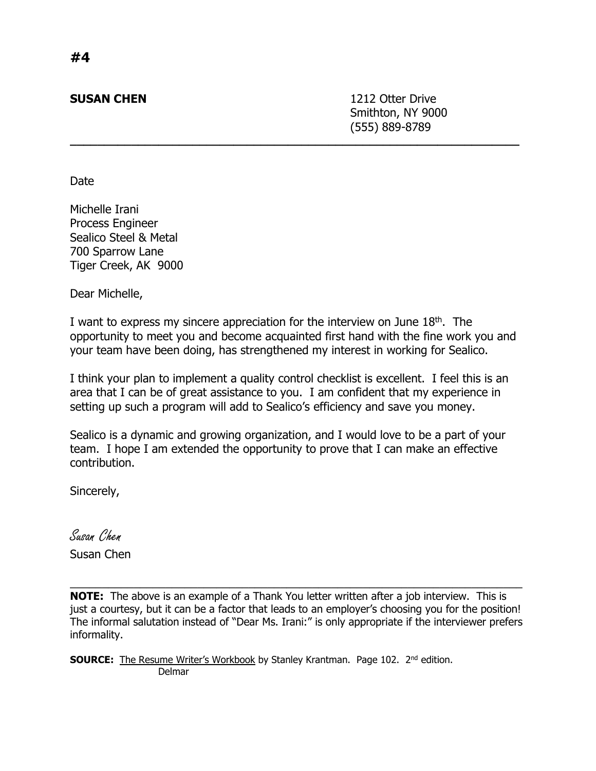**#4**

**SUSAN CHEN**

1212 Otter Drive
Smithton, NY 9000
(555) 889-8789

---

Date

Michelle Irani
Process Engineer
Sealico Steel & Metal
700 Sparrow Lane
Tiger Creek, AK 9000

Dear Michelle,

I want to express my sincere appreciation for the interview on June 18th. The opportunity to meet you and become acquainted first hand with the fine work you and your team have been doing, has strengthened my interest in working for Sealico.

I think your plan to implement a quality control checklist is excellent. I feel this is an area that I can be of great assistance to you. I am confident that my experience in setting up such a program will add to Sealico's efficiency and save you money.

Sealico is a dynamic and growing organization, and I would love to be a part of your team. I hope I am extended the opportunity to prove that I can make an effective contribution.

Sincerely,

*Susan Chen*

Susan Chen

---

**NOTE:** The above is an example of a Thank You letter written after a job interview. This is just a courtesy, but it can be a factor that leads to an employer's choosing you for the position! The informal salutation instead of "Dear Ms. Irani:" is only appropriate if the interviewer prefers informality.

**SOURCE:** The Resume Writer's Workbook by Stanley Krantman. Page 102. 2nd edition. Delmar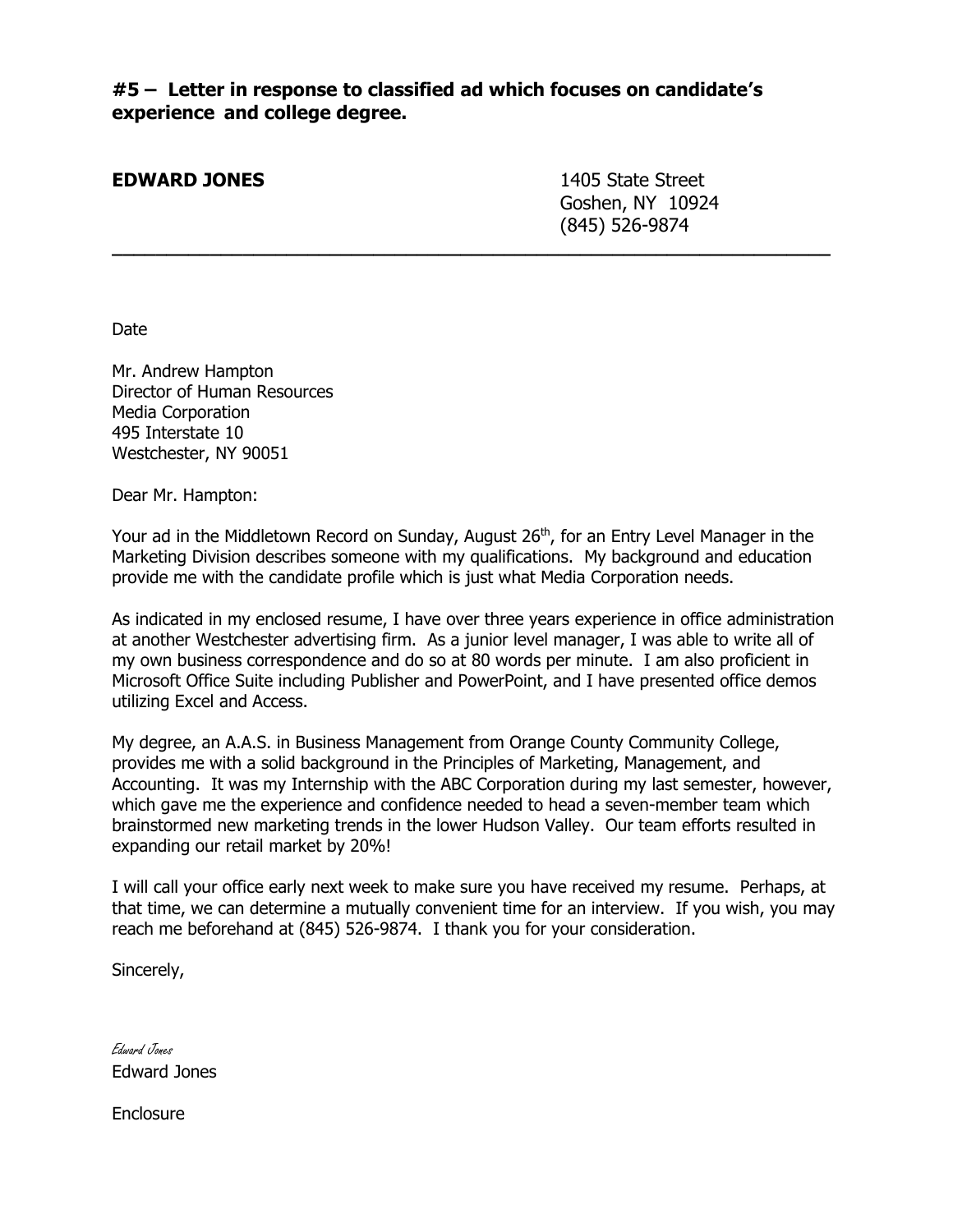**#5 – Letter in response to classified ad which focuses on candidate's experience and college degree.**

**EDWARD JONES**

1405 State Street
Goshen, NY 10924
(845) 526-9874

---

Date

Mr. Andrew Hampton
Director of Human Resources
Media Corporation
495 Interstate 10
Westchester, NY 90051

Dear Mr. Hampton:

Your ad in the Middletown Record on Sunday, August 26th, for an Entry Level Manager in the Marketing Division describes someone with my qualifications. My background and education provide me with the candidate profile which is just what Media Corporation needs.

As indicated in my enclosed resume, I have over three years experience in office administration at another Westchester advertising firm. As a junior level manager, I was able to write all of my own business correspondence and do so at 80 words per minute. I am also proficient in Microsoft Office Suite including Publisher and PowerPoint, and I have presented office demos utilizing Excel and Access.

My degree, an A.A.S. in Business Management from Orange County Community College, provides me with a solid background in the Principles of Marketing, Management, and Accounting. It was my Internship with the ABC Corporation during my last semester, however, which gave me the experience and confidence needed to head a seven-member team which brainstormed new marketing trends in the lower Hudson Valley. Our team efforts resulted in expanding our retail market by 20%!

I will call your office early next week to make sure you have received my resume. Perhaps, at that time, we can determine a mutually convenient time for an interview. If you wish, you may reach me beforehand at (845) 526-9874. I thank you for your consideration.

Sincerely,

*Edward Jones*
Edward Jones

Enclosure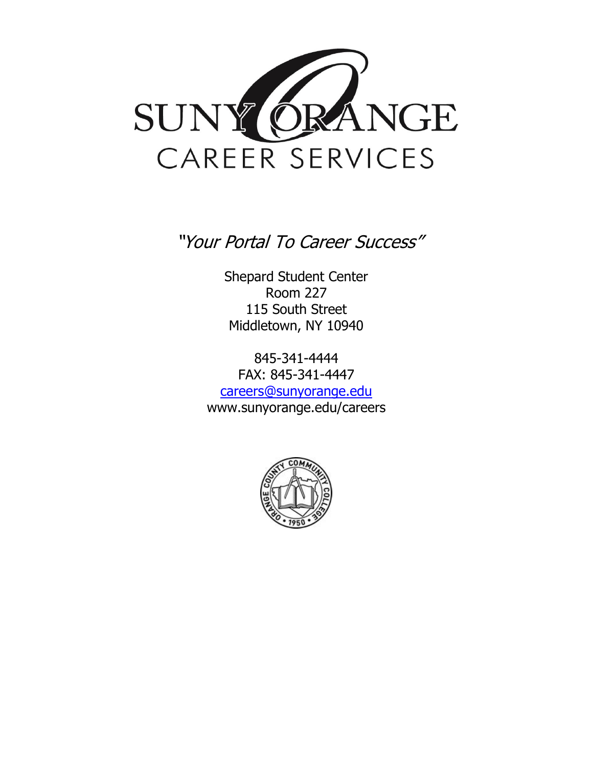# SUNY ORANGE
## CAREER SERVICES

*"Your Portal To Career Success"*

Shepard Student Center
Room 227
115 South Street
Middletown, NY 10940

845-341-4444
FAX: 845-341-4447
careers@sunyorange.edu
www.sunyorange.edu/careers